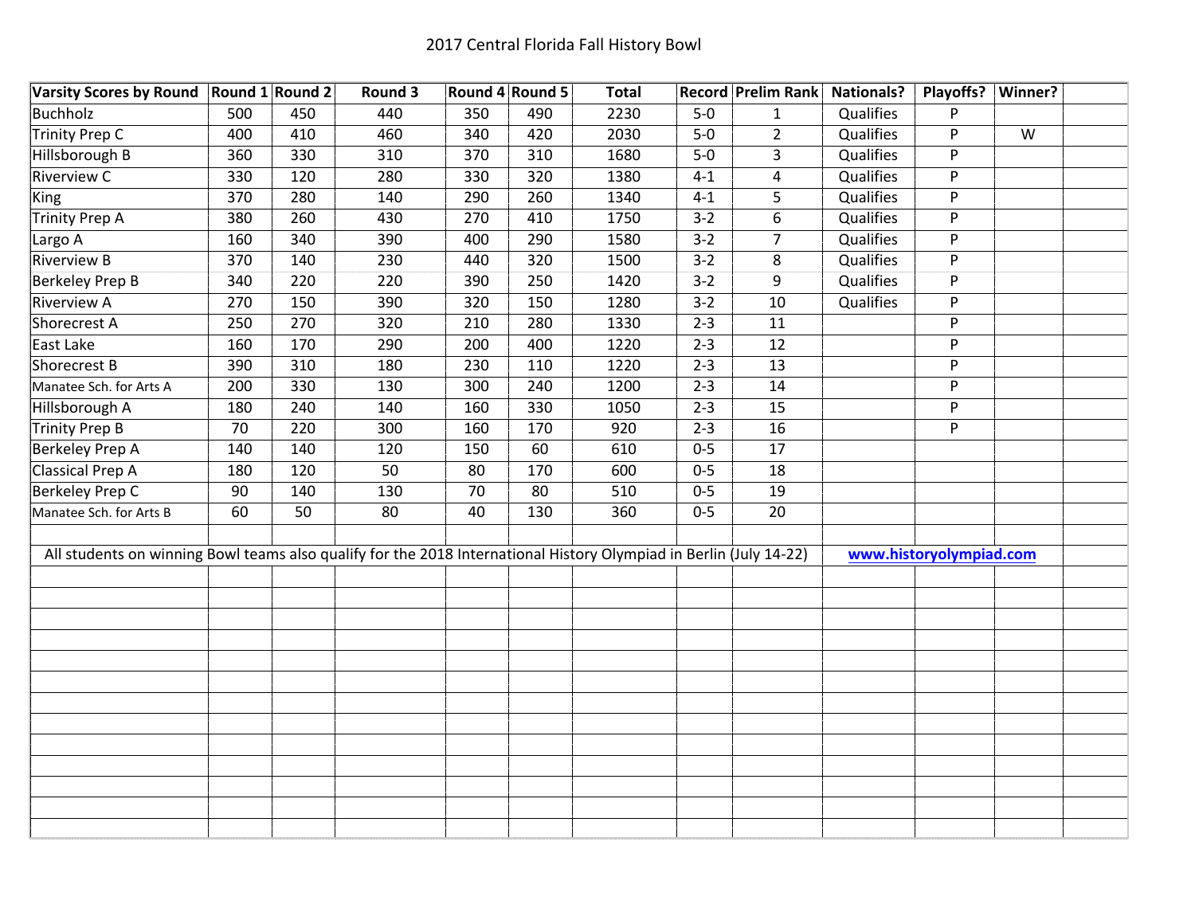# 2017 Central Florida Fall History Bowl

| Varsity Scores by Round | Round 1 | Round 2 | Round 3 | Round 4 | Round 5 | Total | Record | Prelim Rank | Nationals? | Playoffs? | Winner? |
|---|---|---|---|---|---|---|---|---|---|---|---|
| Buchholz | 500 | 450 | 440 | 350 | 490 | 2230 | 5-0 | 1 | Qualifies | P | |
| Trinity Prep C | 400 | 410 | 460 | 340 | 420 | 2030 | 5-0 | 2 | Qualifies | P | W |
| Hillsborough B | 360 | 330 | 310 | 370 | 310 | 1680 | 5-0 | 3 | Qualifies | P | |
| Riverview C | 330 | 120 | 280 | 330 | 320 | 1380 | 4-1 | 4 | Qualifies | P | |
| King | 370 | 280 | 140 | 290 | 260 | 1340 | 4-1 | 5 | Qualifies | P | |
| Trinity Prep A | 380 | 260 | 430 | 270 | 410 | 1750 | 3-2 | 6 | Qualifies | P | |
| Largo A | 160 | 340 | 390 | 400 | 290 | 1580 | 3-2 | 7 | Qualifies | P | |
| Riverview B | 370 | 140 | 230 | 440 | 320 | 1500 | 3-2 | 8 | Qualifies | P | |
| Berkeley Prep B | 340 | 220 | 220 | 390 | 250 | 1420 | 3-2 | 9 | Qualifies | P | |
| Riverview A | 270 | 150 | 390 | 320 | 150 | 1280 | 3-2 | 10 | Qualifies | P | |
| Shorecrest A | 250 | 270 | 320 | 210 | 280 | 1330 | 2-3 | 11 | | P | |
| East Lake | 160 | 170 | 290 | 200 | 400 | 1220 | 2-3 | 12 | | P | |
| Shorecrest B | 390 | 310 | 180 | 230 | 110 | 1220 | 2-3 | 13 | | P | |
| Manatee Sch. for Arts A | 200 | 330 | 130 | 300 | 240 | 1200 | 2-3 | 14 | | P | |
| Hillsborough A | 180 | 240 | 140 | 160 | 330 | 1050 | 2-3 | 15 | | P | |
| Trinity Prep B | 70 | 220 | 300 | 160 | 170 | 920 | 2-3 | 16 | | P | |
| Berkeley Prep A | 140 | 140 | 120 | 150 | 60 | 610 | 0-5 | 17 | | | |
| Classical Prep A | 180 | 120 | 50 | 80 | 170 | 600 | 0-5 | 18 | | | |
| Berkeley Prep C | 90 | 140 | 130 | 70 | 80 | 510 | 0-5 | 19 | | | |
| Manatee Sch. for Arts B | 60 | 50 | 80 | 40 | 130 | 360 | 0-5 | 20 | | | |

All students on winning Bowl teams also qualify for the 2018 International History Olympiad in Berlin (July 14-22) www.historyolympiad.com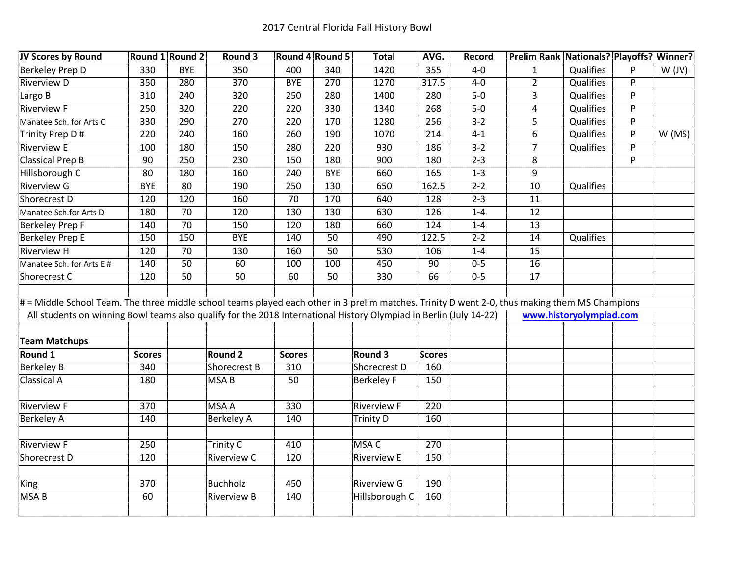# 2017 Central Florida Fall History Bowl

| JV Scores by Round | Round 1 | Round 2 | Round 3 | Round 4 | Round 5 | Total | AVG. | Record | Prelim Rank | Nationals? | Playoffs? | Winner? |
|---|---|---|---|---|---|---|---|---|---|---|---|---|
| Berkeley Prep D | 330 | BYE | 350 | 400 | 340 | 1420 | 355 | 4-0 | 1 | Qualifies | P | W (JV) |
| Riverview D | 350 | 280 | 370 | BYE | 270 | 1270 | 317.5 | 4-0 | 2 | Qualifies | P | |
| Largo B | 310 | 240 | 320 | 250 | 280 | 1400 | 280 | 5-0 | 3 | Qualifies | P | |
| Riverview F | 250 | 320 | 220 | 220 | 330 | 1340 | 268 | 5-0 | 4 | Qualifies | P | |
| Manatee Sch. for Arts C | 330 | 290 | 270 | 220 | 170 | 1280 | 256 | 3-2 | 5 | Qualifies | P | |
| Trinity Prep D # | 220 | 240 | 160 | 260 | 190 | 1070 | 214 | 4-1 | 6 | Qualifies | P | W (MS) |
| Riverview E | 100 | 180 | 150 | 280 | 220 | 930 | 186 | 3-2 | 7 | Qualifies | P | |
| Classical Prep B | 90 | 250 | 230 | 150 | 180 | 900 | 180 | 2-3 | 8 | | P | |
| Hillsborough C | 80 | 180 | 160 | 240 | BYE | 660 | 165 | 1-3 | 9 | | | |
| Riverview G | BYE | 80 | 190 | 250 | 130 | 650 | 162.5 | 2-2 | 10 | Qualifies | | |
| Shorecrest D | 120 | 120 | 160 | 70 | 170 | 640 | 128 | 2-3 | 11 | | | |
| Manatee Sch.for Arts D | 180 | 70 | 120 | 130 | 130 | 630 | 126 | 1-4 | 12 | | | |
| Berkeley Prep F | 140 | 70 | 150 | 120 | 180 | 660 | 124 | 1-4 | 13 | | | |
| Berkeley Prep E | 150 | 150 | BYE | 140 | 50 | 490 | 122.5 | 2-2 | 14 | Qualifies | | |
| Riverview H | 120 | 70 | 130 | 160 | 50 | 530 | 106 | 1-4 | 15 | | | |
| Manatee Sch. for Arts E # | 140 | 50 | 60 | 100 | 100 | 450 | 90 | 0-5 | 16 | | | |
| Shorecrest C | 120 | 50 | 50 | 60 | 50 | 330 | 66 | 0-5 | 17 | | | |

# = Middle School Team. The three middle school teams played each other in 3 prelim matches. Trinity D went 2-0, thus making them MS Champions

All students on winning Bowl teams also qualify for the 2018 International History Olympiad in Berlin (July 14-22) www.historyolympiad.com

**Team Matchups**

| Round 1 | Scores | Round 2 | Scores | Round 3 | Scores |
|---|---|---|---|---|---|
| Berkeley B | 340 | Shorecrest B | 310 | Shorecrest D | 160 |
| Classical A | 180 | MSA B | 50 | Berkeley F | 150 |
| | | | | | |
| Riverview F | 370 | MSA A | 330 | Riverview F | 220 |
| Berkeley A | 140 | Berkeley A | 140 | Trinity D | 160 |
| | | | | | |
| Riverview F | 250 | Trinity C | 410 | MSA C | 270 |
| Shorecrest D | 120 | Riverview C | 120 | Riverview E | 150 |
| | | | | | |
| King | 370 | Buchholz | 450 | Riverview G | 190 |
| MSA B | 60 | Riverview B | 140 | Hillsborough C | 160 |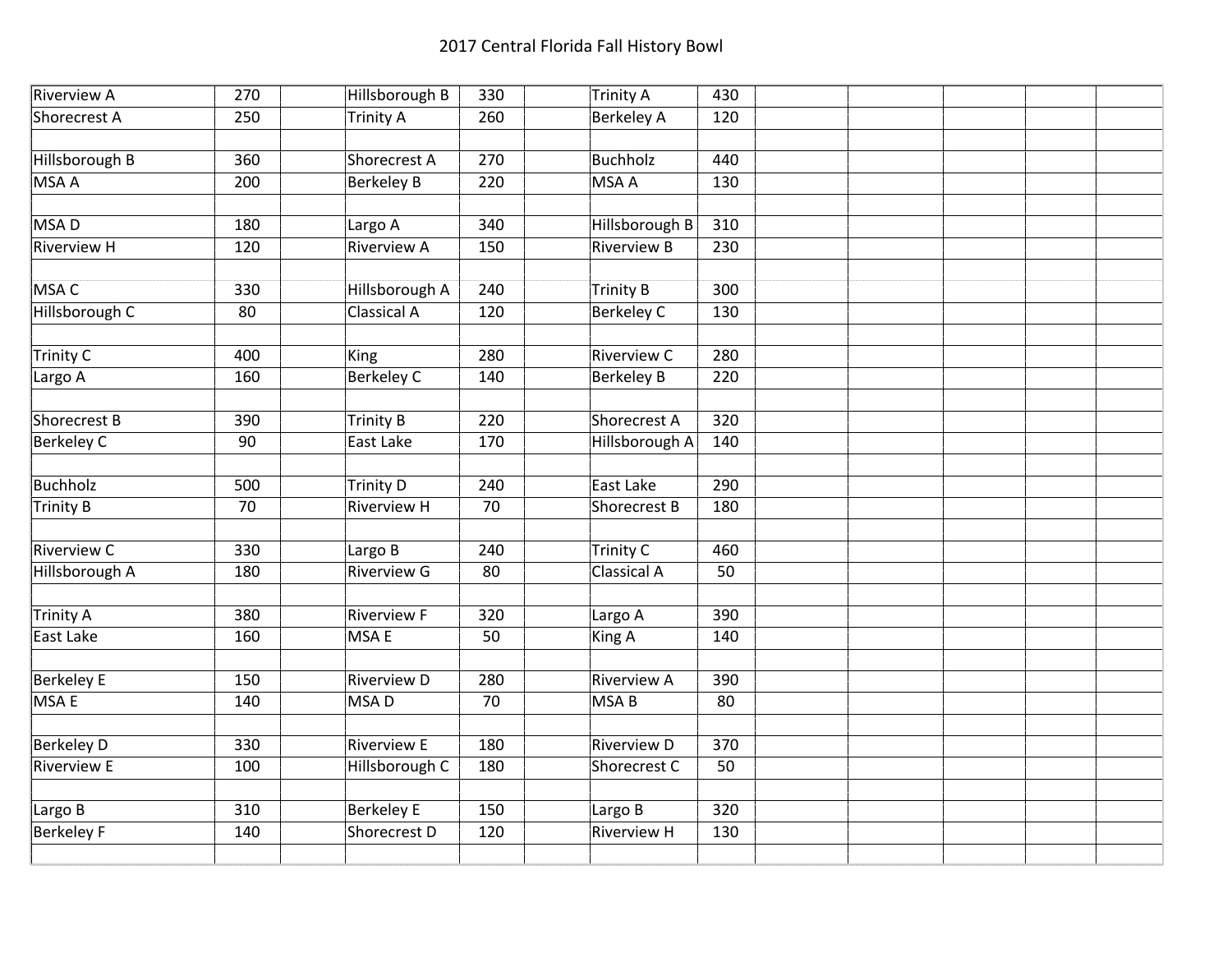| Riverview A | 270 | | Hillsborough B | 330 | | Trinity A | 430 |
|---|---|---|---|---|---|---|---|
| Shorecrest A | 250 | | Trinity A | 260 | | Berkeley A | 120 |
| | | | | | | | |
| Hillsborough B | 360 | | Shorecrest A | 270 | | Buchholz | 440 |
| MSA A | 200 | | Berkeley B | 220 | | MSA A | 130 |
| | | | | | | | |
| MSA D | 180 | | Largo A | 340 | | Hillsborough B | 310 |
| Riverview H | 120 | | Riverview A | 150 | | Riverview B | 230 |
| | | | | | | | |
| MSA C | 330 | | Hillsborough A | 240 | | Trinity B | 300 |
| Hillsborough C | 80 | | Classical A | 120 | | Berkeley C | 130 |
| | | | | | | | |
| Trinity C | 400 | | King | 280 | | Riverview C | 280 |
| Largo A | 160 | | Berkeley C | 140 | | Berkeley B | 220 |
| | | | | | | | |
| Shorecrest B | 390 | | Trinity B | 220 | | Shorecrest A | 320 |
| Berkeley C | 90 | | East Lake | 170 | | Hillsborough A | 140 |
| | | | | | | | |
| Buchholz | 500 | | Trinity D | 240 | | East Lake | 290 |
| Trinity B | 70 | | Riverview H | 70 | | Shorecrest B | 180 |
| | | | | | | | |
| Riverview C | 330 | | Largo B | 240 | | Trinity C | 460 |
| Hillsborough A | 180 | | Riverview G | 80 | | Classical A | 50 |
| | | | | | | | |
| Trinity A | 380 | | Riverview F | 320 | | Largo A | 390 |
| East Lake | 160 | | MSA E | 50 | | King A | 140 |
| | | | | | | | |
| Berkeley E | 150 | | Riverview D | 280 | | Riverview A | 390 |
| MSA E | 140 | | MSA D | 70 | | MSA B | 80 |
| | | | | | | | |
| Berkeley D | 330 | | Riverview E | 180 | | Riverview D | 370 |
| Riverview E | 100 | | Hillsborough C | 180 | | Shorecrest C | 50 |
| | | | | | | | |
| Largo B | 310 | | Berkeley E | 150 | | Largo B | 320 |
| Berkeley F | 140 | | Shorecrest D | 120 | | Riverview H | 130 |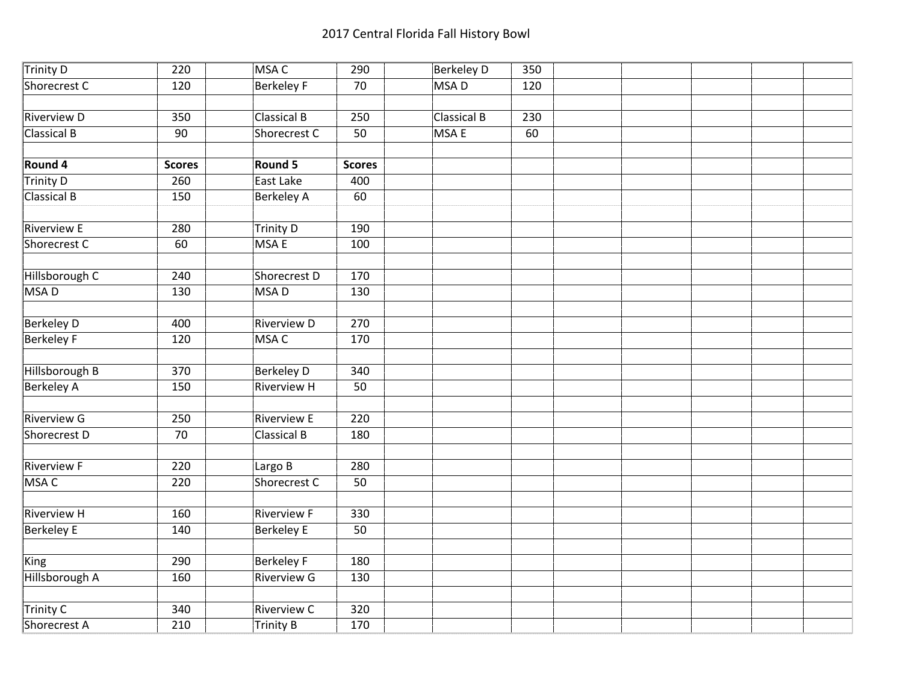# 2017 Central Florida Fall History Bowl

| | | | | | | | | | | | | |
|---|---|---|---|---|---|---|---|---|---|---|---|---|
| Trinity D | 220 | | MSA C | 290 | | Berkeley D | 350 | | | | | |
| Shorecrest C | 120 | | Berkeley F | 70 | | MSA D | 120 | | | | | |
| | | | | | | | | | | | | |
| Riverview D | 350 | | Classical B | 250 | | Classical B | 230 | | | | | |
| Classical B | 90 | | Shorecrest C | 50 | | MSA E | 60 | | | | | |
| | | | | | | | | | | | | |
| **Round 4** | **Scores** | | **Round 5** | **Scores** | | | | | | | | |
| Trinity D | 260 | | East Lake | 400 | | | | | | | | |
| Classical B | 150 | | Berkeley A | 60 | | | | | | | | |
| | | | | | | | | | | | | |
| Riverview E | 280 | | Trinity D | 190 | | | | | | | | |
| Shorecrest C | 60 | | MSA E | 100 | | | | | | | | |
| | | | | | | | | | | | | |
| Hillsborough C | 240 | | Shorecrest D | 170 | | | | | | | | |
| MSA D | 130 | | MSA D | 130 | | | | | | | | |
| | | | | | | | | | | | | |
| Berkeley D | 400 | | Riverview D | 270 | | | | | | | | |
| Berkeley F | 120 | | MSA C | 170 | | | | | | | | |
| | | | | | | | | | | | | |
| Hillsborough B | 370 | | Berkeley D | 340 | | | | | | | | |
| Berkeley A | 150 | | Riverview H | 50 | | | | | | | | |
| | | | | | | | | | | | | |
| Riverview G | 250 | | Riverview E | 220 | | | | | | | | |
| Shorecrest D | 70 | | Classical B | 180 | | | | | | | | |
| | | | | | | | | | | | | |
| Riverview F | 220 | | Largo B | 280 | | | | | | | | |
| MSA C | 220 | | Shorecrest C | 50 | | | | | | | | |
| | | | | | | | | | | | | |
| Riverview H | 160 | | Riverview F | 330 | | | | | | | | |
| Berkeley E | 140 | | Berkeley E | 50 | | | | | | | | |
| | | | | | | | | | | | | |
| King | 290 | | Berkeley F | 180 | | | | | | | | |
| Hillsborough A | 160 | | Riverview G | 130 | | | | | | | | |
| | | | | | | | | | | | | |
| Trinity C | 340 | | Riverview C | 320 | | | | | | | | |
| Shorecrest A | 210 | | Trinity B | 170 | | | | | | | | |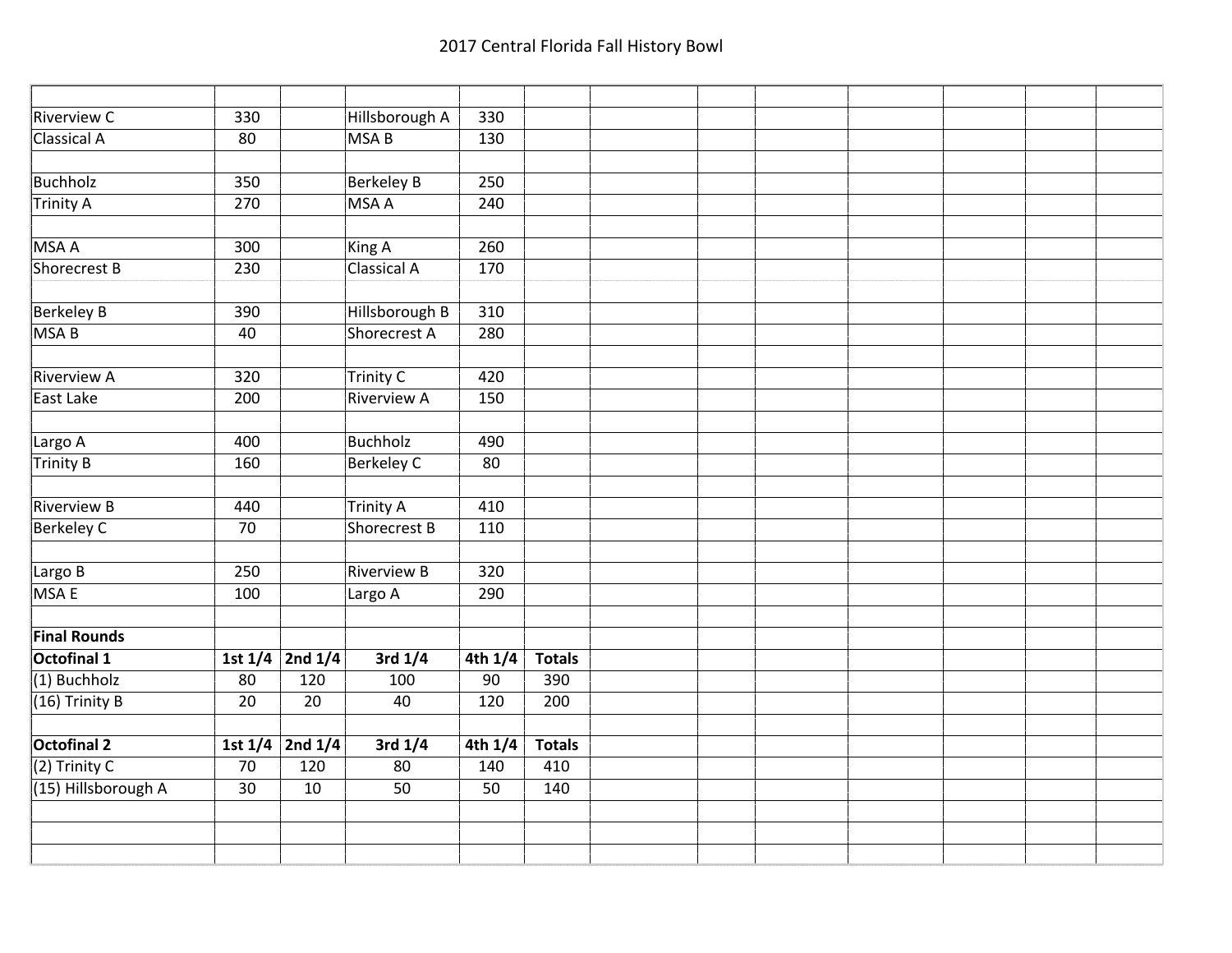# 2017 Central Florida Fall History Bowl

| | | | | | |
|---|---|---|---|---|---|
| Riverview C | 330 | | Hillsborough A | 330 | |
| Classical A | 80 | | MSA B | 130 | |
| | | | | | |
| Buchholz | 350 | | Berkeley B | 250 | |
| Trinity A | 270 | | MSA A | 240 | |
| | | | | | |
| MSA A | 300 | | King A | 260 | |
| Shorecrest B | 230 | | Classical A | 170 | |
| | | | | | |
| Berkeley B | 390 | | Hillsborough B | 310 | |
| MSA B | 40 | | Shorecrest A | 280 | |
| | | | | | |
| Riverview A | 320 | | Trinity C | 420 | |
| East Lake | 200 | | Riverview A | 150 | |
| | | | | | |
| Largo A | 400 | | Buchholz | 490 | |
| Trinity B | 160 | | Berkeley C | 80 | |
| | | | | | |
| Riverview B | 440 | | Trinity A | 410 | |
| Berkeley C | 70 | | Shorecrest B | 110 | |
| | | | | | |
| Largo B | 250 | | Riverview B | 320 | |
| MSA E | 100 | | Largo A | 290 | |
| | | | | | |
| **Final Rounds** | | | | | |
| **Octofinal 1** | **1st 1/4** | **2nd 1/4** | **3rd 1/4** | **4th 1/4** | **Totals** |
| (1) Buchholz | 80 | 120 | 100 | 90 | 390 |
| (16) Trinity B | 20 | 20 | 40 | 120 | 200 |
| | | | | | |
| **Octofinal 2** | **1st 1/4** | **2nd 1/4** | **3rd 1/4** | **4th 1/4** | **Totals** |
| (2) Trinity C | 70 | 120 | 80 | 140 | 410 |
| (15) Hillsborough A | 30 | 10 | 50 | 50 | 140 |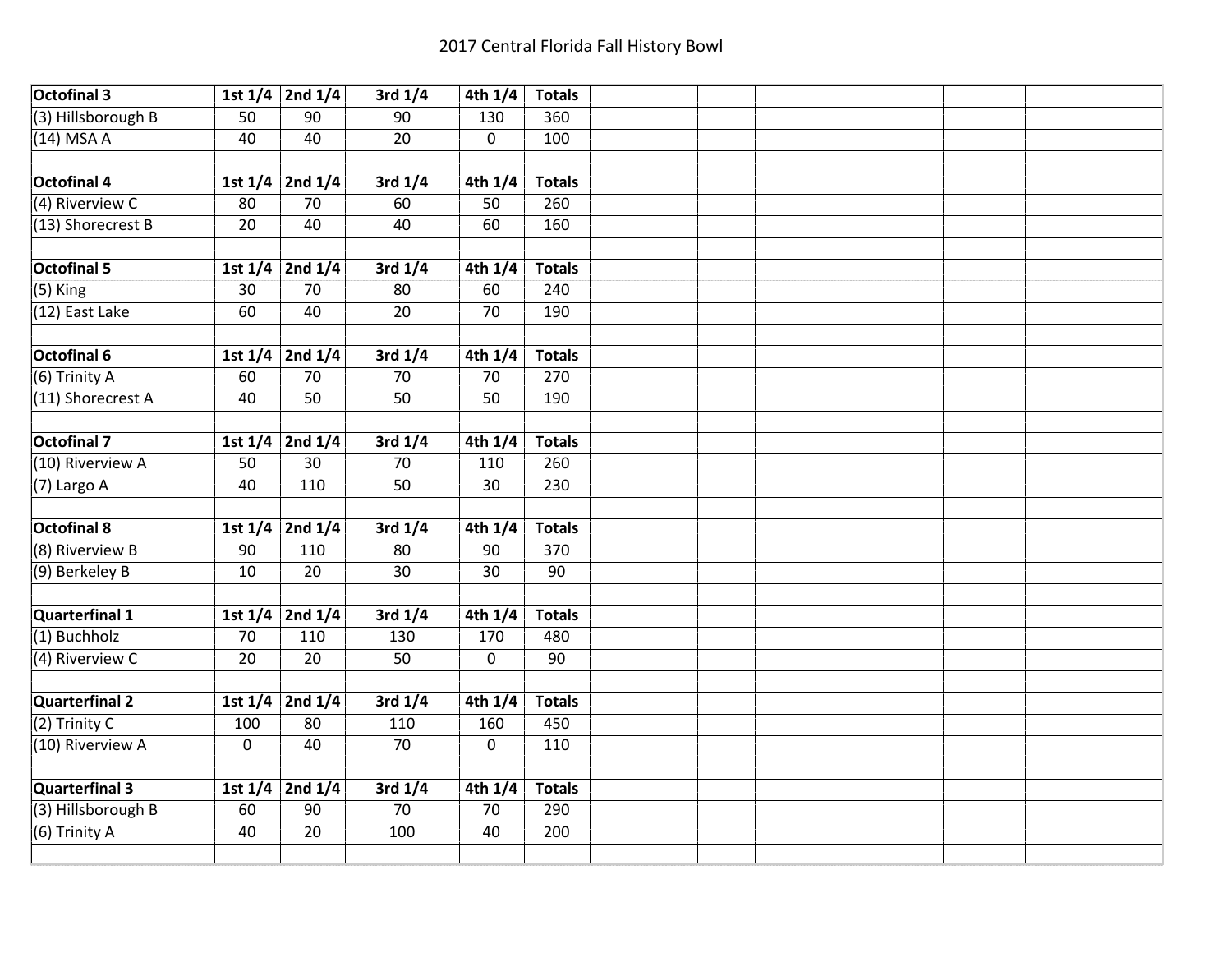2017 Central Florida Fall History Bowl

| Octofinal 3 | 1st 1/4 | 2nd 1/4 | 3rd 1/4 | 4th 1/4 | Totals |
|---|---|---|---|---|---|
| (3) Hillsborough B | 50 | 90 | 90 | 130 | 360 |
| (14) MSA A | 40 | 40 | 20 | 0 | 100 |
| | | | | | |
| **Octofinal 4** | **1st 1/4** | **2nd 1/4** | **3rd 1/4** | **4th 1/4** | **Totals** |
| (4) Riverview C | 80 | 70 | 60 | 50 | 260 |
| (13) Shorecrest B | 20 | 40 | 40 | 60 | 160 |
| | | | | | |
| **Octofinal 5** | **1st 1/4** | **2nd 1/4** | **3rd 1/4** | **4th 1/4** | **Totals** |
| (5) King | 30 | 70 | 80 | 60 | 240 |
| (12) East Lake | 60 | 40 | 20 | 70 | 190 |
| | | | | | |
| **Octofinal 6** | **1st 1/4** | **2nd 1/4** | **3rd 1/4** | **4th 1/4** | **Totals** |
| (6) Trinity A | 60 | 70 | 70 | 70 | 270 |
| (11) Shorecrest A | 40 | 50 | 50 | 50 | 190 |
| | | | | | |
| **Octofinal 7** | **1st 1/4** | **2nd 1/4** | **3rd 1/4** | **4th 1/4** | **Totals** |
| (10) Riverview A | 50 | 30 | 70 | 110 | 260 |
| (7) Largo A | 40 | 110 | 50 | 30 | 230 |
| | | | | | |
| **Octofinal 8** | **1st 1/4** | **2nd 1/4** | **3rd 1/4** | **4th 1/4** | **Totals** |
| (8) Riverview B | 90 | 110 | 80 | 90 | 370 |
| (9) Berkeley B | 10 | 20 | 30 | 30 | 90 |
| | | | | | |
| **Quarterfinal 1** | **1st 1/4** | **2nd 1/4** | **3rd 1/4** | **4th 1/4** | **Totals** |
| (1) Buchholz | 70 | 110 | 130 | 170 | 480 |
| (4) Riverview C | 20 | 20 | 50 | 0 | 90 |
| | | | | | |
| **Quarterfinal 2** | **1st 1/4** | **2nd 1/4** | **3rd 1/4** | **4th 1/4** | **Totals** |
| (2) Trinity C | 100 | 80 | 110 | 160 | 450 |
| (10) Riverview A | 0 | 40 | 70 | 0 | 110 |
| | | | | | |
| **Quarterfinal 3** | **1st 1/4** | **2nd 1/4** | **3rd 1/4** | **4th 1/4** | **Totals** |
| (3) Hillsborough B | 60 | 90 | 70 | 70 | 290 |
| (6) Trinity A | 40 | 20 | 100 | 40 | 200 |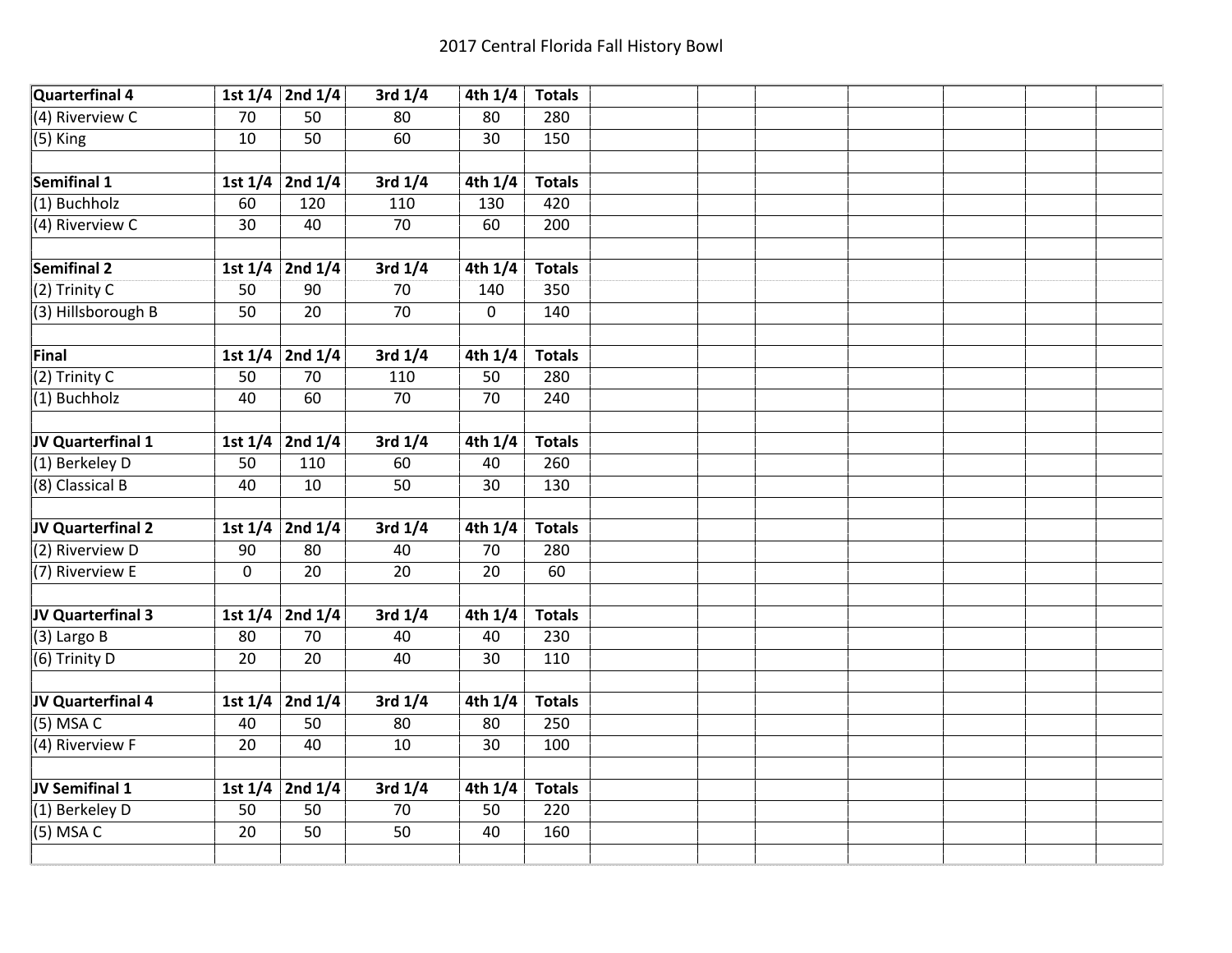2017 Central Florida Fall History Bowl

| Quarterfinal 4 | 1st 1/4 | 2nd 1/4 | 3rd 1/4 | 4th 1/4 | Totals |
|---|---|---|---|---|---|
| (4) Riverview C | 70 | 50 | 80 | 80 | 280 |
| (5) King | 10 | 50 | 60 | 30 | 150 |

| Semifinal 1 | 1st 1/4 | 2nd 1/4 | 3rd 1/4 | 4th 1/4 | Totals |
|---|---|---|---|---|---|
| (1) Buchholz | 60 | 120 | 110 | 130 | 420 |
| (4) Riverview C | 30 | 40 | 70 | 60 | 200 |

| Semifinal 2 | 1st 1/4 | 2nd 1/4 | 3rd 1/4 | 4th 1/4 | Totals |
|---|---|---|---|---|---|
| (2) Trinity C | 50 | 90 | 70 | 140 | 350 |
| (3) Hillsborough B | 50 | 20 | 70 | 0 | 140 |

| Final | 1st 1/4 | 2nd 1/4 | 3rd 1/4 | 4th 1/4 | Totals |
|---|---|---|---|---|---|
| (2) Trinity C | 50 | 70 | 110 | 50 | 280 |
| (1) Buchholz | 40 | 60 | 70 | 70 | 240 |

| JV Quarterfinal 1 | 1st 1/4 | 2nd 1/4 | 3rd 1/4 | 4th 1/4 | Totals |
|---|---|---|---|---|---|
| (1) Berkeley D | 50 | 110 | 60 | 40 | 260 |
| (8) Classical B | 40 | 10 | 50 | 30 | 130 |

| JV Quarterfinal 2 | 1st 1/4 | 2nd 1/4 | 3rd 1/4 | 4th 1/4 | Totals |
|---|---|---|---|---|---|
| (2) Riverview D | 90 | 80 | 40 | 70 | 280 |
| (7) Riverview E | 0 | 20 | 20 | 20 | 60 |

| JV Quarterfinal 3 | 1st 1/4 | 2nd 1/4 | 3rd 1/4 | 4th 1/4 | Totals |
|---|---|---|---|---|---|
| (3) Largo B | 80 | 70 | 40 | 40 | 230 |
| (6) Trinity D | 20 | 20 | 40 | 30 | 110 |

| JV Quarterfinal 4 | 1st 1/4 | 2nd 1/4 | 3rd 1/4 | 4th 1/4 | Totals |
|---|---|---|---|---|---|
| (5) MSA C | 40 | 50 | 80 | 80 | 250 |
| (4) Riverview F | 20 | 40 | 10 | 30 | 100 |

| JV Semifinal 1 | 1st 1/4 | 2nd 1/4 | 3rd 1/4 | 4th 1/4 | Totals |
|---|---|---|---|---|---|
| (1) Berkeley D | 50 | 50 | 70 | 50 | 220 |
| (5) MSA C | 20 | 50 | 50 | 40 | 160 |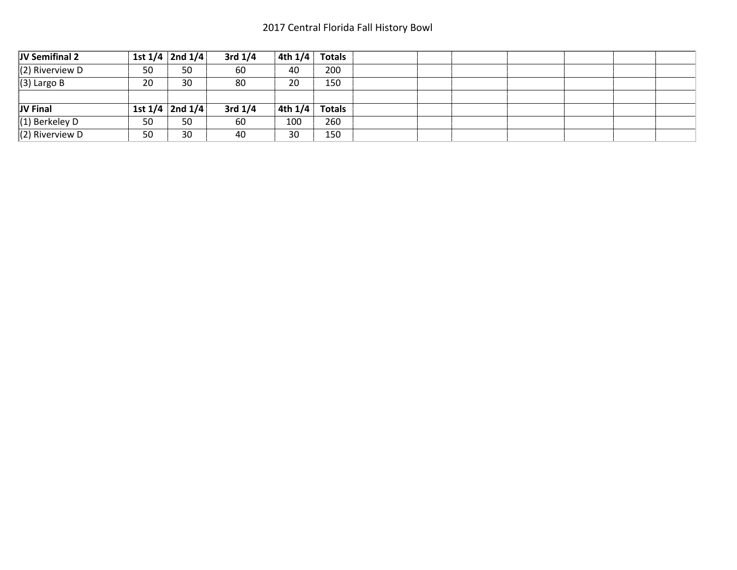2017 Central Florida Fall History Bowl

| JV Semifinal 2 | 1st 1/4 | 2nd 1/4 | 3rd 1/4 | 4th 1/4 | Totals |
|---|---|---|---|---|---|
| (2) Riverview D | 50 | 50 | 60 | 40 | 200 |
| (3) Largo B | 20 | 30 | 80 | 20 | 150 |
| | | | | | |
| **JV Final** | **1st 1/4** | **2nd 1/4** | **3rd 1/4** | **4th 1/4** | **Totals** |
| (1) Berkeley D | 50 | 50 | 60 | 100 | 260 |
| (2) Riverview D | 50 | 30 | 40 | 30 | 150 |